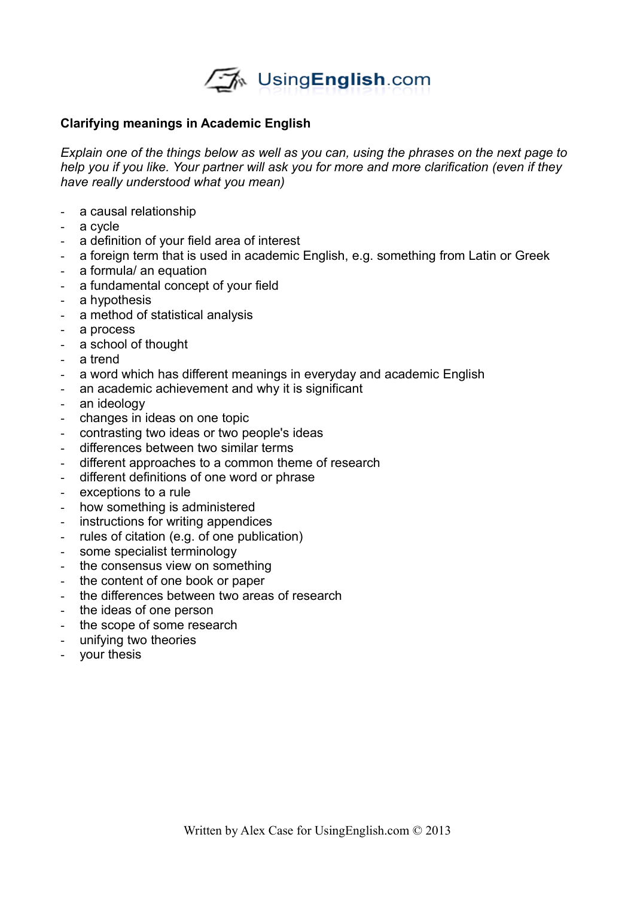UsingEnglish.com

## Clarifying meanings in Academic English

*Explain one of the things below as well as you can, using the phrases on the next page to help you if you like. Your partner will ask you for more and more clarification (even if they have really understood what you mean)*

- a causal relationship
- a cycle
- a definition of your field area of interest
- a foreign term that is used in academic English, e.g. something from Latin or Greek
- a formula/ an equation
- a fundamental concept of your field
- a hypothesis
- a method of statistical analysis
- a process
- a school of thought
- a trend
- a word which has different meanings in everyday and academic English
- an academic achievement and why it is significant
- an ideology
- changes in ideas on one topic
- contrasting two ideas or two people's ideas
- differences between two similar terms
- different approaches to a common theme of research
- different definitions of one word or phrase
- exceptions to a rule
- how something is administered
- instructions for writing appendices
- rules of citation (e.g. of one publication)
- some specialist terminology
- the consensus view on something
- the content of one book or paper
- the differences between two areas of research
- the ideas of one person
- the scope of some research
- unifying two theories
- your thesis

Written by Alex Case for UsingEnglish.com © 2013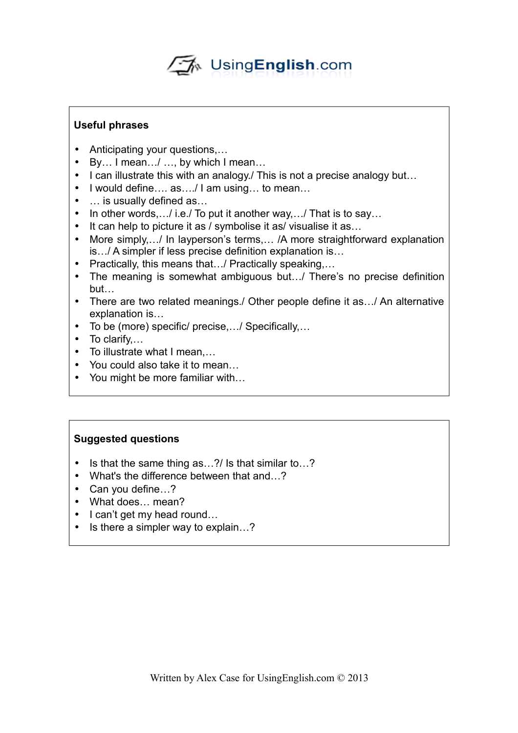## Useful phrases

- Anticipating your questions,…
- By… I mean…/ …, by which I mean…
- I can illustrate this with an analogy./ This is not a precise analogy but…
- I would define…. as…./ I am using… to mean…
- … is usually defined as…
- In other words,…/ i.e./ To put it another way,…/ That is to say…
- It can help to picture it as / symbolise it as/ visualise it as…
- More simply,…/ In layperson's terms,… /A more straightforward explanation is…/ A simpler if less precise definition explanation is…
- Practically, this means that…/ Practically speaking,…
- The meaning is somewhat ambiguous but…/ There's no precise definition but…
- There are two related meanings./ Other people define it as…/ An alternative explanation is…
- To be (more) specific/ precise,…/ Specifically,…
- To clarify,…
- To illustrate what I mean,…
- You could also take it to mean…
- You might be more familiar with…

## Suggested questions

- Is that the same thing as…?/ Is that similar to…?
- What's the difference between that and…?
- Can you define…?
- What does… mean?
- I can't get my head round…
- Is there a simpler way to explain…?

Written by Alex Case for UsingEnglish.com © 2013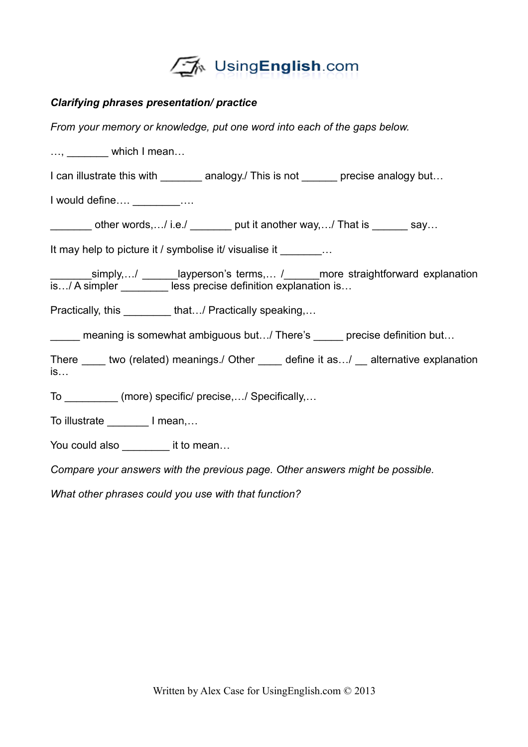***Clarifying phrases presentation/ practice***

*From your memory or knowledge, put one word into each of the gaps below.*

…, _______ which I mean…

I can illustrate this with _______ analogy./ This is not ______ precise analogy but…

I would define…. ________….

_______ other words,…/ i.e./ _______ put it another way,…/ That is ______ say…

It may help to picture it / symbolise it/ visualise it _______…

_______simply,…/ ______layperson's terms,… /______more straightforward explanation is…/ A simpler ________ less precise definition explanation is…

Practically, this ________ that…/ Practically speaking,…

_____ meaning is somewhat ambiguous but…/ There's _____ precise definition but…

There ____ two (related) meanings./ Other ____ define it as…/ __ alternative explanation is…

To _________ (more) specific/ precise,…/ Specifically,…

To illustrate _______ I mean,…

You could also ________ it to mean…

*Compare your answers with the previous page. Other answers might be possible.*

*What other phrases could you use with that function?*

Written by Alex Case for UsingEnglish.com © 2013